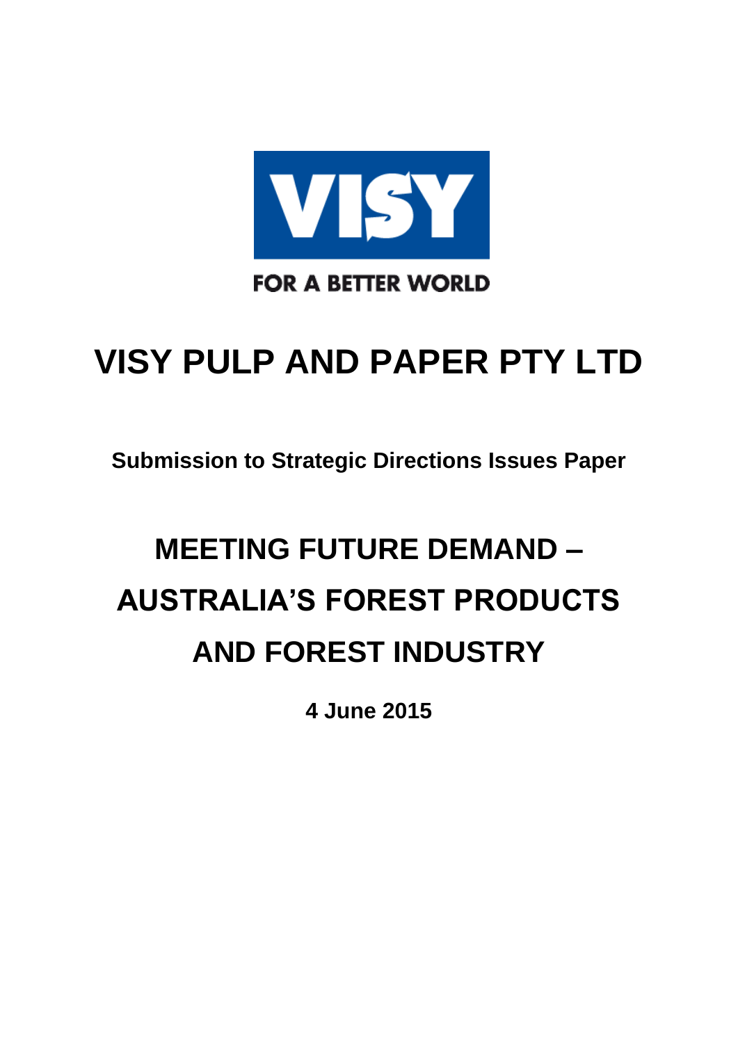VISY

FOR A BETTER WORLD

# VISY PULP AND PAPER PTY LTD

**Submission to Strategic Directions Issues Paper**

# MEETING FUTURE DEMAND – AUSTRALIA'S FOREST PRODUCTS AND FOREST INDUSTRY

**4 June 2015**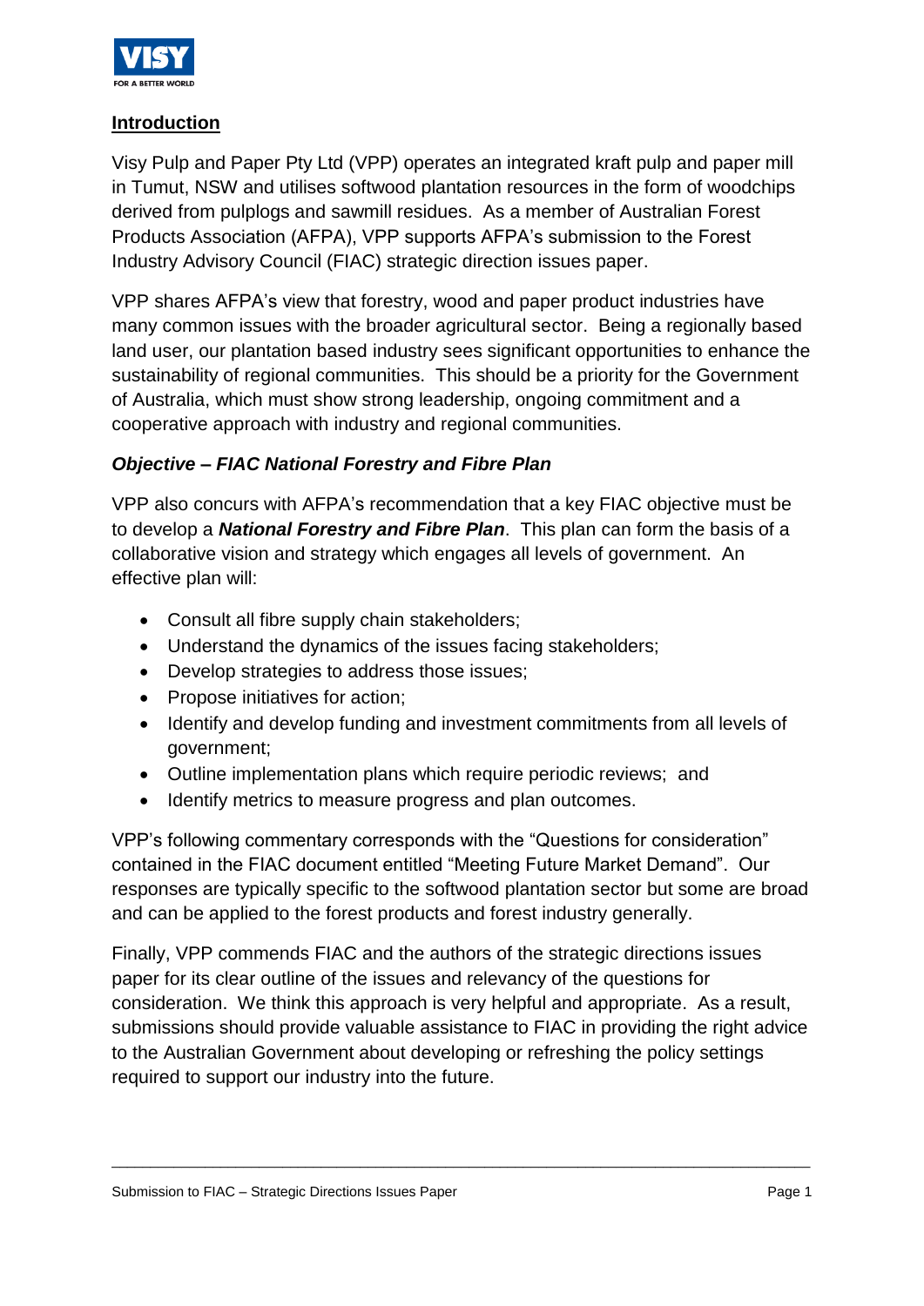## Introduction

Visy Pulp and Paper Pty Ltd (VPP) operates an integrated kraft pulp and paper mill in Tumut, NSW and utilises softwood plantation resources in the form of woodchips derived from pulplogs and sawmill residues. As a member of Australian Forest Products Association (AFPA), VPP supports AFPA's submission to the Forest Industry Advisory Council (FIAC) strategic direction issues paper.

VPP shares AFPA's view that forestry, wood and paper product industries have many common issues with the broader agricultural sector. Being a regionally based land user, our plantation based industry sees significant opportunities to enhance the sustainability of regional communities. This should be a priority for the Government of Australia, which must show strong leadership, ongoing commitment and a cooperative approach with industry and regional communities.

### *Objective – FIAC National Forestry and Fibre Plan*

VPP also concurs with AFPA's recommendation that a key FIAC objective must be to develop a ***National Forestry and Fibre Plan***. This plan can form the basis of a collaborative vision and strategy which engages all levels of government. An effective plan will:

- Consult all fibre supply chain stakeholders;
- Understand the dynamics of the issues facing stakeholders;
- Develop strategies to address those issues;
- Propose initiatives for action;
- Identify and develop funding and investment commitments from all levels of government;
- Outline implementation plans which require periodic reviews; and
- Identify metrics to measure progress and plan outcomes.

VPP's following commentary corresponds with the "Questions for consideration" contained in the FIAC document entitled "Meeting Future Market Demand". Our responses are typically specific to the softwood plantation sector but some are broad and can be applied to the forest products and forest industry generally.

Finally, VPP commends FIAC and the authors of the strategic directions issues paper for its clear outline of the issues and relevancy of the questions for consideration. We think this approach is very helpful and appropriate. As a result, submissions should provide valuable assistance to FIAC in providing the right advice to the Australian Government about developing or refreshing the policy settings required to support our industry into the future.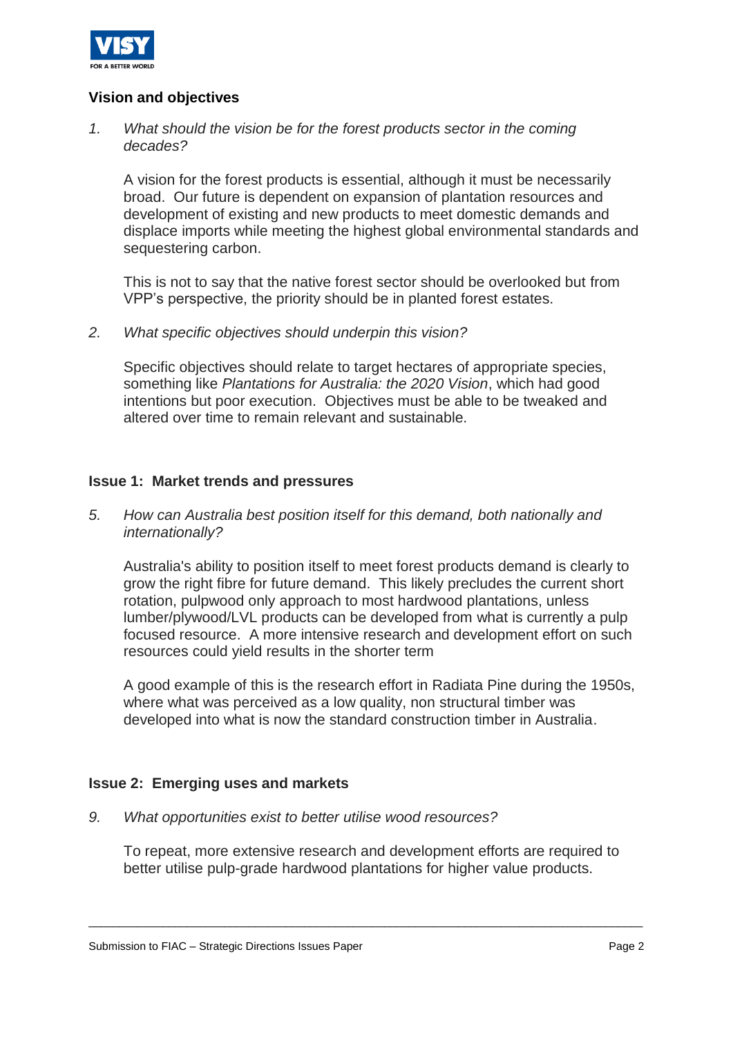## Vision and objectives

*1. What should the vision be for the forest products sector in the coming decades?*

A vision for the forest products is essential, although it must be necessarily broad. Our future is dependent on expansion of plantation resources and development of existing and new products to meet domestic demands and displace imports while meeting the highest global environmental standards and sequestering carbon.

This is not to say that the native forest sector should be overlooked but from VPP's perspective, the priority should be in planted forest estates.

*2. What specific objectives should underpin this vision?*

Specific objectives should relate to target hectares of appropriate species, something like *Plantations for Australia: the 2020 Vision*, which had good intentions but poor execution. Objectives must be able to be tweaked and altered over time to remain relevant and sustainable.

## Issue 1: Market trends and pressures

*5. How can Australia best position itself for this demand, both nationally and internationally?*

Australia's ability to position itself to meet forest products demand is clearly to grow the right fibre for future demand. This likely precludes the current short rotation, pulpwood only approach to most hardwood plantations, unless lumber/plywood/LVL products can be developed from what is currently a pulp focused resource. A more intensive research and development effort on such resources could yield results in the shorter term

A good example of this is the research effort in Radiata Pine during the 1950s, where what was perceived as a low quality, non structural timber was developed into what is now the standard construction timber in Australia.

## Issue 2: Emerging uses and markets

*9. What opportunities exist to better utilise wood resources?*

To repeat, more extensive research and development efforts are required to better utilise pulp-grade hardwood plantations for higher value products.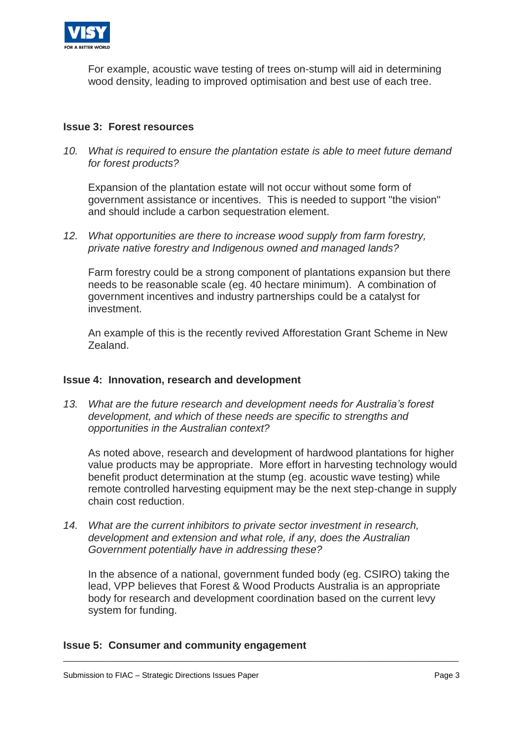For example, acoustic wave testing of trees on-stump will aid in determining wood density, leading to improved optimisation and best use of each tree.

### Issue 3: Forest resources

*10. What is required to ensure the plantation estate is able to meet future demand for forest products?*

Expansion of the plantation estate will not occur without some form of government assistance or incentives. This is needed to support "the vision" and should include a carbon sequestration element.

*12. What opportunities are there to increase wood supply from farm forestry, private native forestry and Indigenous owned and managed lands?*

Farm forestry could be a strong component of plantations expansion but there needs to be reasonable scale (eg. 40 hectare minimum). A combination of government incentives and industry partnerships could be a catalyst for investment.

An example of this is the recently revived Afforestation Grant Scheme in New Zealand.

### Issue 4: Innovation, research and development

*13. What are the future research and development needs for Australia's forest development, and which of these needs are specific to strengths and opportunities in the Australian context?*

As noted above, research and development of hardwood plantations for higher value products may be appropriate. More effort in harvesting technology would benefit product determination at the stump (eg. acoustic wave testing) while remote controlled harvesting equipment may be the next step-change in supply chain cost reduction.

*14. What are the current inhibitors to private sector investment in research, development and extension and what role, if any, does the Australian Government potentially have in addressing these?*

In the absence of a national, government funded body (eg. CSIRO) taking the lead, VPP believes that Forest & Wood Products Australia is an appropriate body for research and development coordination based on the current levy system for funding.

### Issue 5: Consumer and community engagement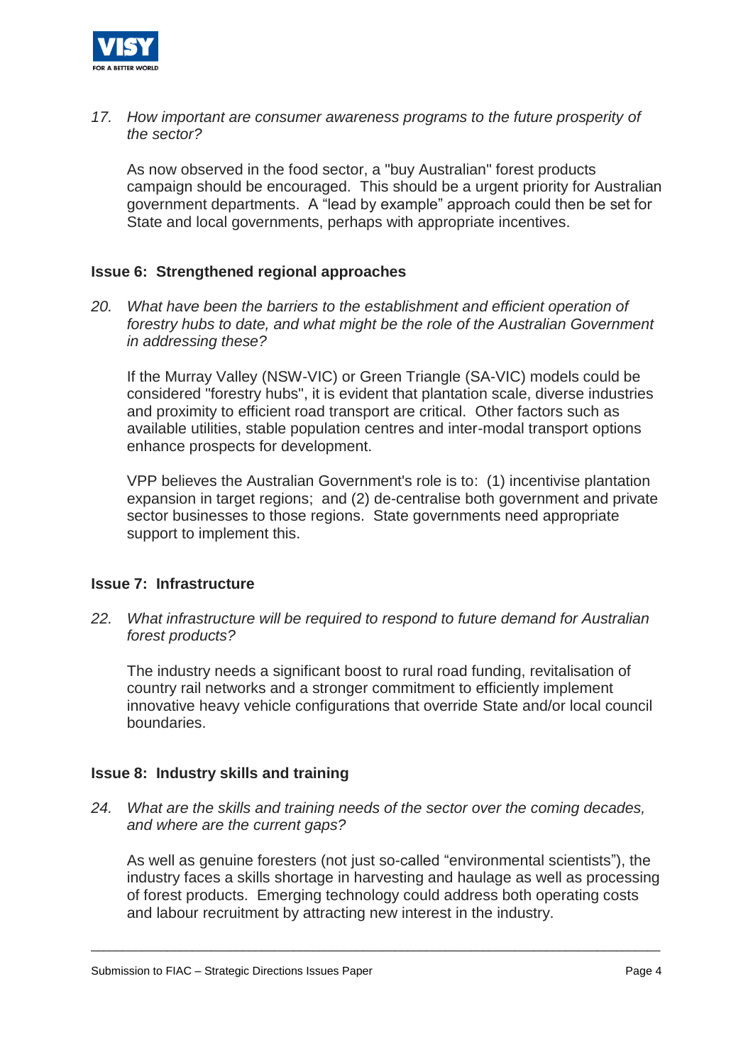*17. How important are consumer awareness programs to the future prosperity of the sector?*

As now observed in the food sector, a "buy Australian" forest products campaign should be encouraged. This should be a urgent priority for Australian government departments. A "lead by example" approach could then be set for State and local governments, perhaps with appropriate incentives.

**Issue 6: Strengthened regional approaches**

*20. What have been the barriers to the establishment and efficient operation of forestry hubs to date, and what might be the role of the Australian Government in addressing these?*

If the Murray Valley (NSW-VIC) or Green Triangle (SA-VIC) models could be considered "forestry hubs", it is evident that plantation scale, diverse industries and proximity to efficient road transport are critical. Other factors such as available utilities, stable population centres and inter-modal transport options enhance prospects for development.

VPP believes the Australian Government's role is to: (1) incentivise plantation expansion in target regions; and (2) de-centralise both government and private sector businesses to those regions. State governments need appropriate support to implement this.

**Issue 7: Infrastructure**

*22. What infrastructure will be required to respond to future demand for Australian forest products?*

The industry needs a significant boost to rural road funding, revitalisation of country rail networks and a stronger commitment to efficiently implement innovative heavy vehicle configurations that override State and/or local council boundaries.

**Issue 8: Industry skills and training**

*24. What are the skills and training needs of the sector over the coming decades, and where are the current gaps?*

As well as genuine foresters (not just so-called "environmental scientists"), the industry faces a skills shortage in harvesting and haulage as well as processing of forest products. Emerging technology could address both operating costs and labour recruitment by attracting new interest in the industry.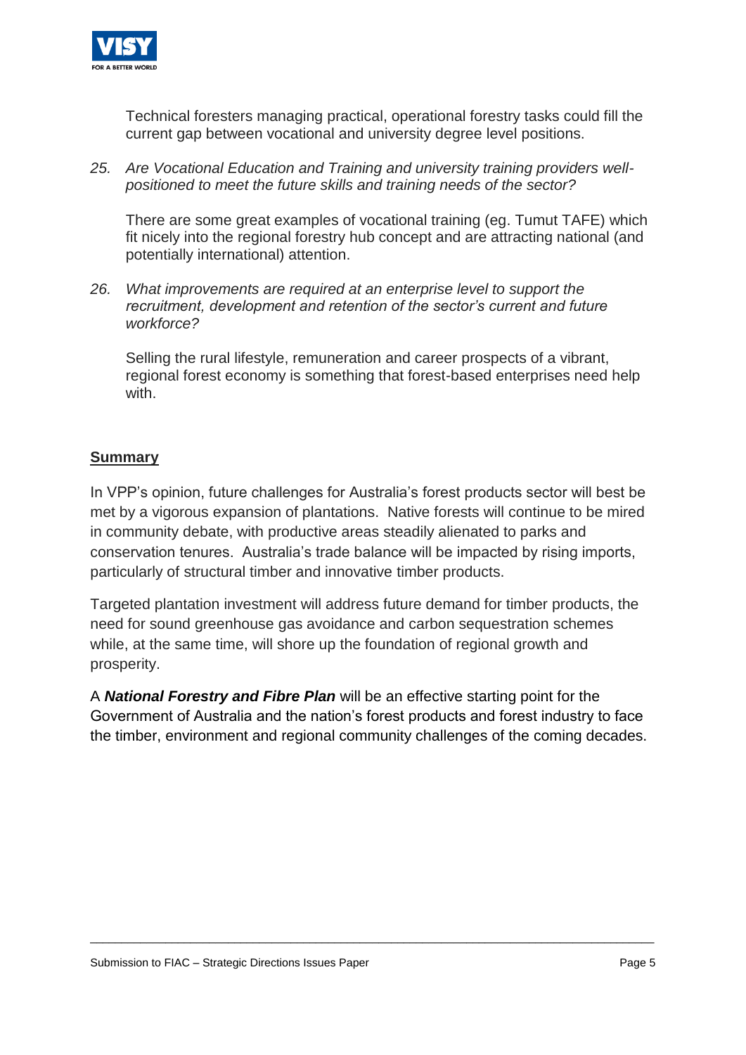Technical foresters managing practical, operational forestry tasks could fill the current gap between vocational and university degree level positions.

25. *Are Vocational Education and Training and university training providers well-positioned to meet the future skills and training needs of the sector?*

    There are some great examples of vocational training (eg. Tumut TAFE) which fit nicely into the regional forestry hub concept and are attracting national (and potentially international) attention.

26. *What improvements are required at an enterprise level to support the recruitment, development and retention of the sector's current and future workforce?*

    Selling the rural lifestyle, remuneration and career prospects of a vibrant, regional forest economy is something that forest-based enterprises need help with.

## Summary

In VPP's opinion, future challenges for Australia's forest products sector will best be met by a vigorous expansion of plantations. Native forests will continue to be mired in community debate, with productive areas steadily alienated to parks and conservation tenures. Australia's trade balance will be impacted by rising imports, particularly of structural timber and innovative timber products.

Targeted plantation investment will address future demand for timber products, the need for sound greenhouse gas avoidance and carbon sequestration schemes while, at the same time, will shore up the foundation of regional growth and prosperity.

A ***National Forestry and Fibre Plan*** will be an effective starting point for the Government of Australia and the nation's forest products and forest industry to face the timber, environment and regional community challenges of the coming decades.